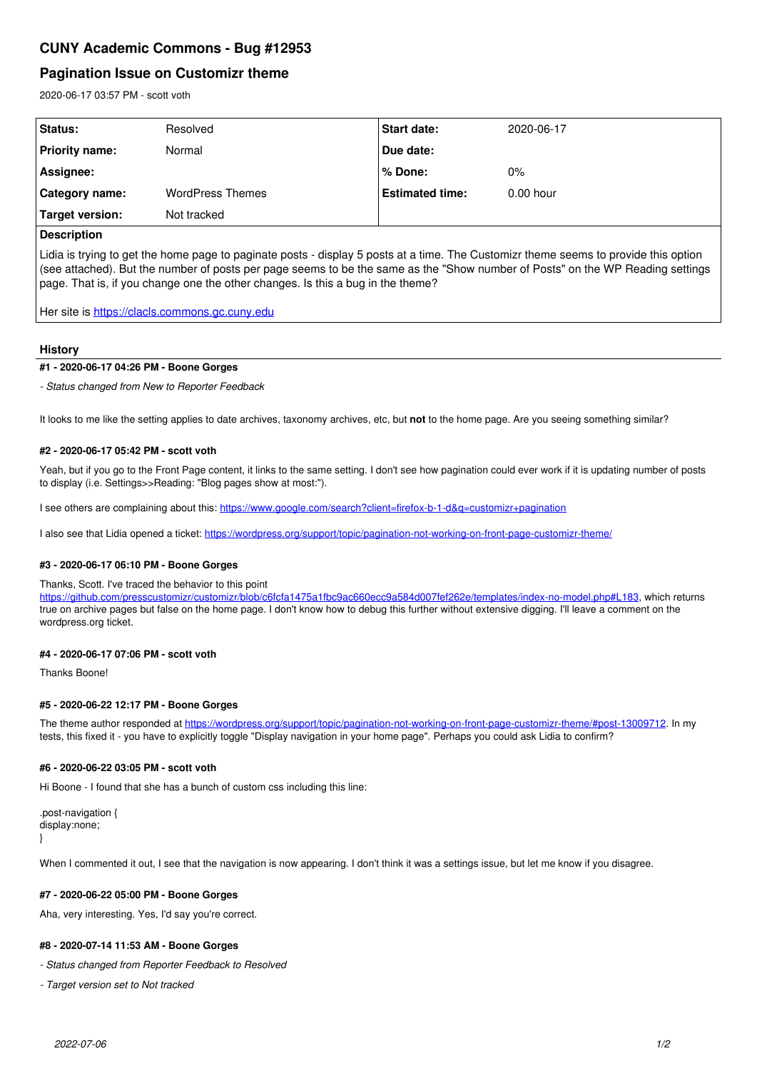# CUNY Academic Commons - Bug #12953

## Pagination Issue on Customizr theme

2020-06-17 03:57 PM - scott voth

| Status: | Resolved | Start date: | 2020-06-17 |
|---|---|---|---|
| Priority name: | Normal | Due date: | |
| Assignee: | | % Done: | 0% |
| Category name: | WordPress Themes | Estimated time: | 0.00 hour |
| Target version: | Not tracked | | |

**Description**

Lidia is trying to get the home page to paginate posts - display 5 posts at a time. The Customizr theme seems to provide this option (see attached). But the number of posts per page seems to be the same as the "Show number of Posts" on the WP Reading settings page. That is, if you change one the other changes. Is this a bug in the theme?

Her site is https://clacls.commons.gc.cuny.edu

### History

#### #1 - 2020-06-17 04:26 PM - Boone Gorges

*- Status changed from New to Reporter Feedback*

It looks to me like the setting applies to date archives, taxonomy archives, etc, but **not** to the home page. Are you seeing something similar?

#### #2 - 2020-06-17 05:42 PM - scott voth

Yeah, but if you go to the Front Page content, it links to the same setting. I don't see how pagination could ever work if it is updating number of posts to display (i.e. Settings>>Reading: "Blog pages show at most:").

I see others are complaining about this: https://www.google.com/search?client=firefox-b-1-d&q=customizr+pagination

I also see that Lidia opened a ticket: https://wordpress.org/support/topic/pagination-not-working-on-front-page-customizr-theme/

#### #3 - 2020-06-17 06:10 PM - Boone Gorges

Thanks, Scott. I've traced the behavior to this point https://github.com/presscustomizr/customizr/blob/c6fcfa1475a1fbc9ac660ecc9a584d007fef262e/templates/index-no-model.php#L183, which returns true on archive pages but false on the home page. I don't know how to debug this further without extensive digging. I'll leave a comment on the wordpress.org ticket.

#### #4 - 2020-06-17 07:06 PM - scott voth

Thanks Boone!

#### #5 - 2020-06-22 12:17 PM - Boone Gorges

The theme author responded at https://wordpress.org/support/topic/pagination-not-working-on-front-page-customizr-theme/#post-13009712. In my tests, this fixed it - you have to explicitly toggle "Display navigation in your home page". Perhaps you could ask Lidia to confirm?

#### #6 - 2020-06-22 03:05 PM - scott voth

Hi Boone - I found that she has a bunch of custom css including this line:

```
.post-navigation {
display:none;
}
```

When I commented it out, I see that the navigation is now appearing. I don't think it was a settings issue, but let me know if you disagree.

#### #7 - 2020-06-22 05:00 PM - Boone Gorges

Aha, very interesting. Yes, I'd say you're correct.

#### #8 - 2020-07-14 11:53 AM - Boone Gorges

*- Status changed from Reporter Feedback to Resolved*

*- Target version set to Not tracked*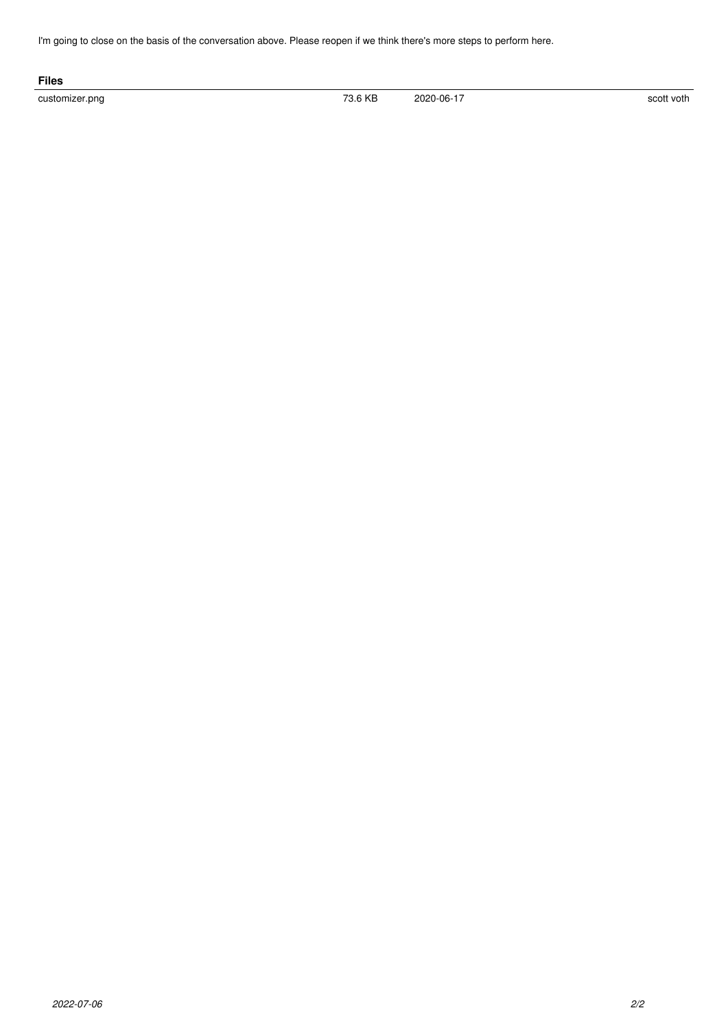I'm going to close on the basis of the conversation above. Please reopen if we think there's more steps to perform here.

## Files

| | | | |
|---|---|---|---|
| customizer.png | 73.6 KB | 2020-06-17 | scott voth |